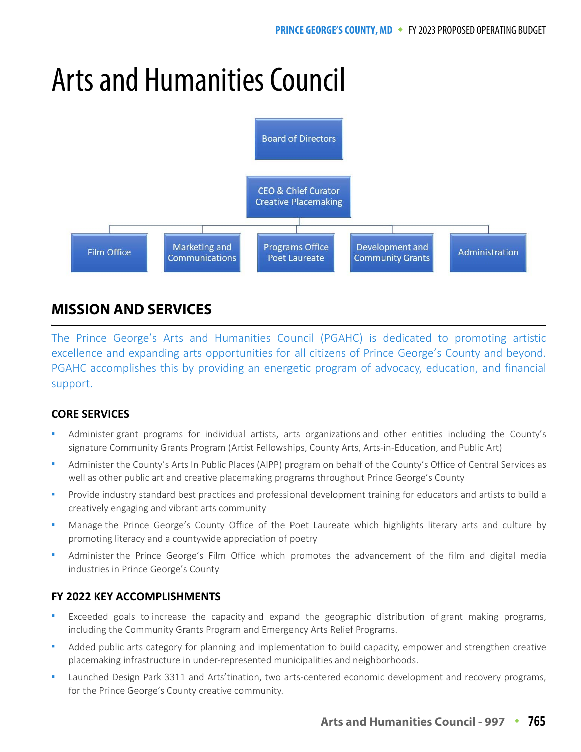# Arts and Humanities Council

Board of Directors

CEO & Chief Curator Creative Placemaking

Film Office | Marketing and Communications | Programs Office Poet Laureate | Development and Community Grants | Administration

## MISSION AND SERVICES

The Prince George's Arts and Humanities Council (PGAHC) is dedicated to promoting artistic excellence and expanding arts opportunities for all citizens of Prince George's County and beyond. PGAHC accomplishes this by providing an energetic program of advocacy, education, and financial support.

### CORE SERVICES

- Administer grant programs for individual artists, arts organizations and other entities including the County's signature Community Grants Program (Artist Fellowships, County Arts, Arts-in-Education, and Public Art)
- Administer the County's Arts In Public Places (AIPP) program on behalf of the County's Office of Central Services as well as other public art and creative placemaking programs throughout Prince George's County
- Provide industry standard best practices and professional development training for educators and artists to build a creatively engaging and vibrant arts community
- Manage the Prince George's County Office of the Poet Laureate which highlights literary arts and culture by promoting literacy and a countywide appreciation of poetry
- Administer the Prince George's Film Office which promotes the advancement of the film and digital media industries in Prince George's County

### FY 2022 KEY ACCOMPLISHMENTS

- Exceeded goals to increase the capacity and expand the geographic distribution of grant making programs, including the Community Grants Program and Emergency Arts Relief Programs.
- Added public arts category for planning and implementation to build capacity, empower and strengthen creative placemaking infrastructure in under-represented municipalities and neighborhoods.
- Launched Design Park 3311 and Arts'tination, two arts-centered economic development and recovery programs, for the Prince George's County creative community.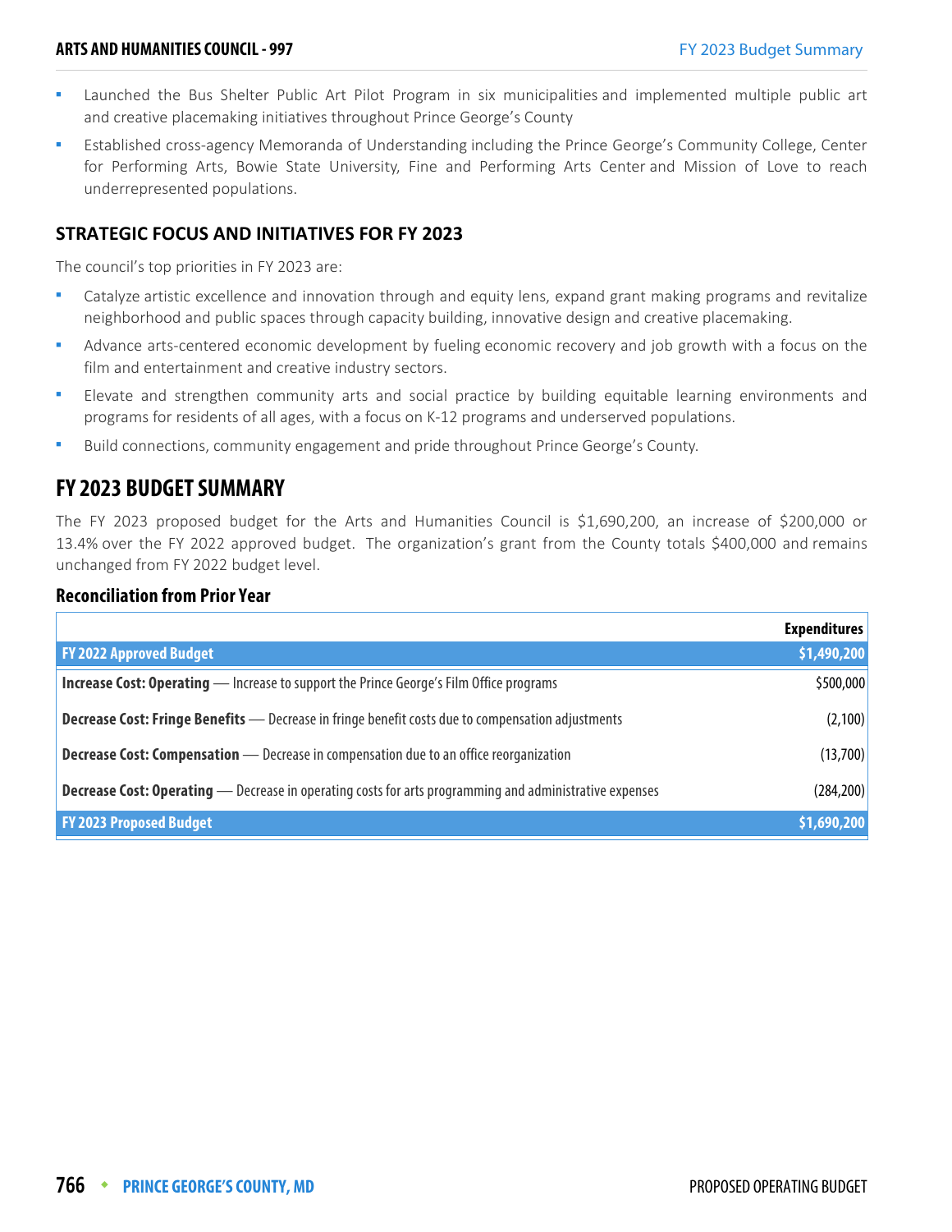- Launched the Bus Shelter Public Art Pilot Program in six municipalities and implemented multiple public art and creative placemaking initiatives throughout Prince George's County
- Established cross-agency Memoranda of Understanding including the Prince George's Community College, Center for Performing Arts, Bowie State University, Fine and Performing Arts Center and Mission of Love to reach underrepresented populations.

### STRATEGIC FOCUS AND INITIATIVES FOR FY 2023

The council's top priorities in FY 2023 are:

- Catalyze artistic excellence and innovation through and equity lens, expand grant making programs and revitalize neighborhood and public spaces through capacity building, innovative design and creative placemaking.
- Advance arts-centered economic development by fueling economic recovery and job growth with a focus on the film and entertainment and creative industry sectors.
- Elevate and strengthen community arts and social practice by building equitable learning environments and programs for residents of all ages, with a focus on K-12 programs and underserved populations.
- Build connections, community engagement and pride throughout Prince George's County.

## FY 2023 BUDGET SUMMARY

The FY 2023 proposed budget for the Arts and Humanities Council is $1,690,200, an increase of $200,000 or 13.4% over the FY 2022 approved budget. The organization's grant from the County totals $400,000 and remains unchanged from FY 2022 budget level.

### Reconciliation from Prior Year

| | Expenditures |
|---|---|
| **FY 2022 Approved Budget** | **$1,490,200** |
| **Increase Cost: Operating** — Increase to support the Prince George's Film Office programs | $500,000 |
| **Decrease Cost: Fringe Benefits** — Decrease in fringe benefit costs due to compensation adjustments | (2,100) |
| **Decrease Cost: Compensation** — Decrease in compensation due to an office reorganization | (13,700) |
| **Decrease Cost: Operating** — Decrease in operating costs for arts programming and administrative expenses | (284,200) |
| **FY 2023 Proposed Budget** | **$1,690,200** |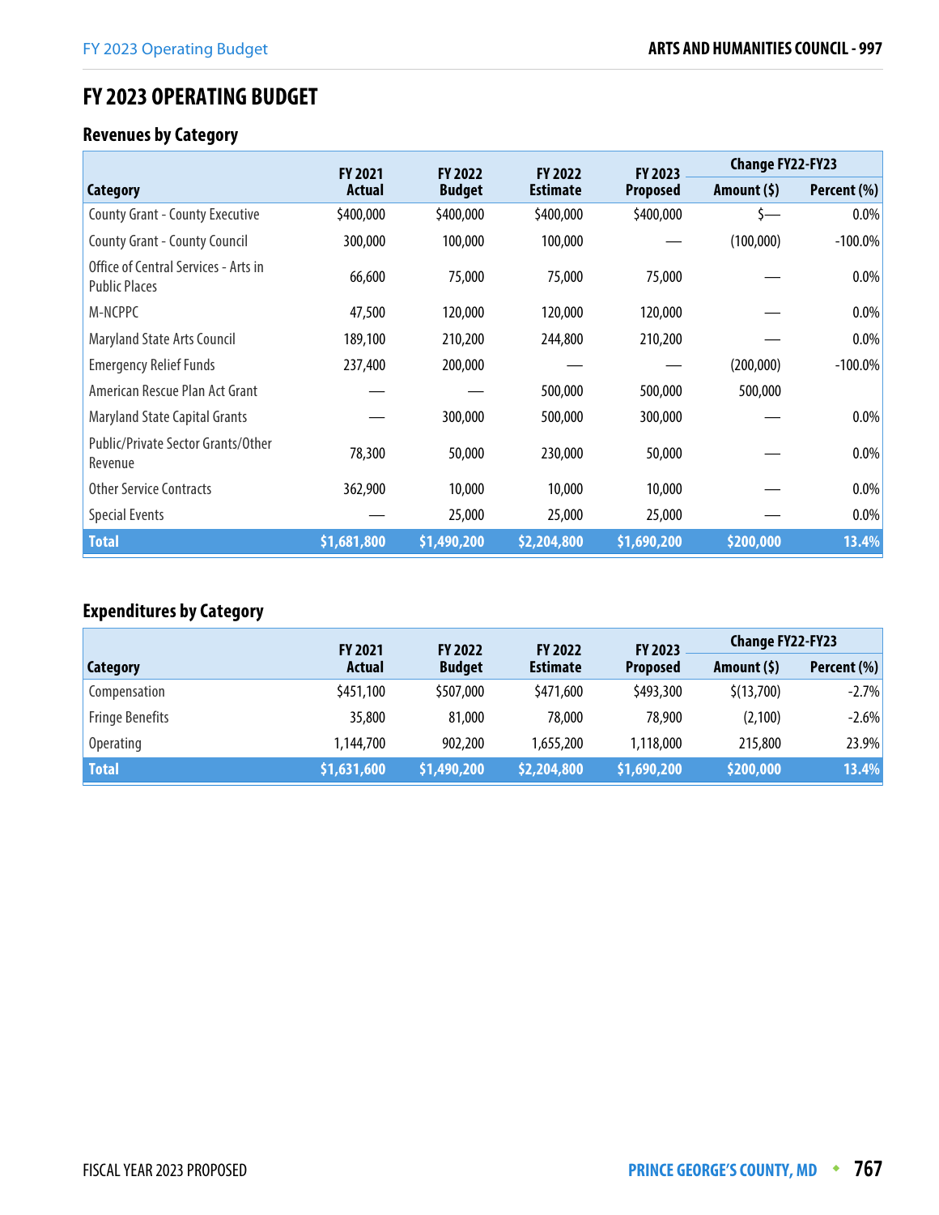# FY 2023 OPERATING BUDGET

## Revenues by Category

| Category | FY 2021 Actual | FY 2022 Budget | FY 2022 Estimate | FY 2023 Proposed | Change FY22-FY23 | |
|---|---|---|---|---|---|---|
| | | | | | Amount ($) | Percent (%) |
| County Grant - County Executive | $400,000 | $400,000 | $400,000 | $400,000 | $— | 0.0% |
| County Grant - County Council | 300,000 | 100,000 | 100,000 | — | (100,000) | -100.0% |
| Office of Central Services - Arts in Public Places | 66,600 | 75,000 | 75,000 | 75,000 | — | 0.0% |
| M-NCPPC | 47,500 | 120,000 | 120,000 | 120,000 | — | 0.0% |
| Maryland State Arts Council | 189,100 | 210,200 | 244,800 | 210,200 | — | 0.0% |
| Emergency Relief Funds | 237,400 | 200,000 | — | — | (200,000) | -100.0% |
| American Rescue Plan Act Grant | — | — | 500,000 | 500,000 | 500,000 | |
| Maryland State Capital Grants | — | 300,000 | 500,000 | 300,000 | — | 0.0% |
| Public/Private Sector Grants/Other Revenue | 78,300 | 50,000 | 230,000 | 50,000 | — | 0.0% |
| Other Service Contracts | 362,900 | 10,000 | 10,000 | 10,000 | — | 0.0% |
| Special Events | — | 25,000 | 25,000 | 25,000 | — | 0.0% |
| **Total** | **$1,681,800** | **$1,490,200** | **$2,204,800** | **$1,690,200** | **$200,000** | **13.4%** |

## Expenditures by Category

| Category | FY 2021 Actual | FY 2022 Budget | FY 2022 Estimate | FY 2023 Proposed | Change FY22-FY23 | |
|---|---|---|---|---|---|---|
| | | | | | Amount ($) | Percent (%) |
| Compensation | $451,100 | $507,000 | $471,600 | $493,300 | $(13,700) | -2.7% |
| Fringe Benefits | 35,800 | 81,000 | 78,000 | 78,900 | (2,100) | -2.6% |
| Operating | 1,144,700 | 902,200 | 1,655,200 | 1,118,000 | 215,800 | 23.9% |
| **Total** | **$1,631,600** | **$1,490,200** | **$2,204,800** | **$1,690,200** | **$200,000** | **13.4%** |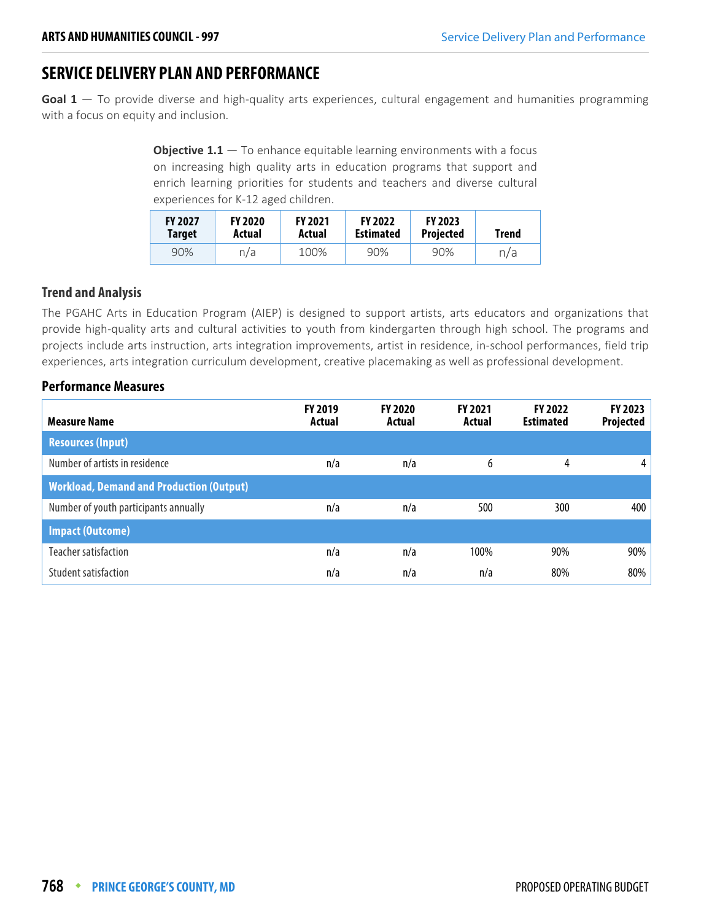## SERVICE DELIVERY PLAN AND PERFORMANCE

**Goal 1** — To provide diverse and high-quality arts experiences, cultural engagement and humanities programming with a focus on equity and inclusion.

**Objective 1.1** — To enhance equitable learning environments with a focus on increasing high quality arts in education programs that support and enrich learning priorities for students and teachers and diverse cultural experiences for K-12 aged children.

| FY 2027 Target | FY 2020 Actual | FY 2021 Actual | FY 2022 Estimated | FY 2023 Projected | Trend |
|---|---|---|---|---|---|
| 90% | n/a | 100% | 90% | 90% | n/a |

### Trend and Analysis

The PGAHC Arts in Education Program (AIEP) is designed to support artists, arts educators and organizations that provide high-quality arts and cultural activities to youth from kindergarten through high school. The programs and projects include arts instruction, arts integration improvements, artist in residence, in-school performances, field trip experiences, arts integration curriculum development, creative placemaking as well as professional development.

### Performance Measures

| Measure Name | FY 2019 Actual | FY 2020 Actual | FY 2021 Actual | FY 2022 Estimated | FY 2023 Projected |
|---|---|---|---|---|---|
| **Resources (Input)** | | | | | |
| Number of artists in residence | n/a | n/a | 6 | 4 | 4 |
| **Workload, Demand and Production (Output)** | | | | | |
| Number of youth participants annually | n/a | n/a | 500 | 300 | 400 |
| **Impact (Outcome)** | | | | | |
| Teacher satisfaction | n/a | n/a | 100% | 90% | 90% |
| Student satisfaction | n/a | n/a | n/a | 80% | 80% |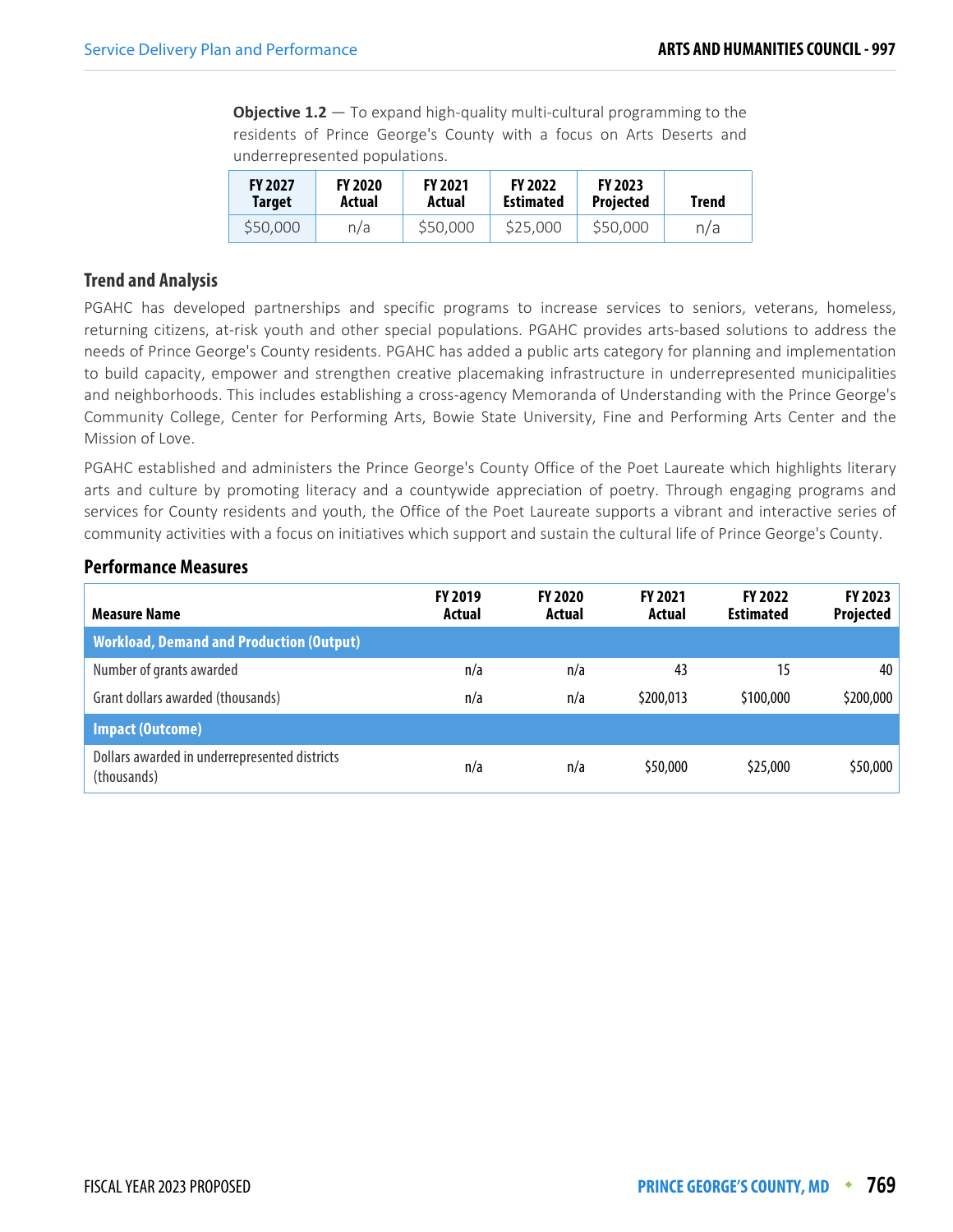**Objective 1.2** — To expand high-quality multi-cultural programming to the residents of Prince George's County with a focus on Arts Deserts and underrepresented populations.

| FY 2027 Target | FY 2020 Actual | FY 2021 Actual | FY 2022 Estimated | FY 2023 Projected | Trend |
|---|---|---|---|---|---|
| $50,000 | n/a | $50,000 | $25,000 | $50,000 | n/a |

### Trend and Analysis

PGAHC has developed partnerships and specific programs to increase services to seniors, veterans, homeless, returning citizens, at-risk youth and other special populations. PGAHC provides arts-based solutions to address the needs of Prince George's County residents. PGAHC has added a public arts category for planning and implementation to build capacity, empower and strengthen creative placemaking infrastructure in underrepresented municipalities and neighborhoods. This includes establishing a cross-agency Memoranda of Understanding with the Prince George's Community College, Center for Performing Arts, Bowie State University, Fine and Performing Arts Center and the Mission of Love.

PGAHC established and administers the Prince George's County Office of the Poet Laureate which highlights literary arts and culture by promoting literacy and a countywide appreciation of poetry. Through engaging programs and services for County residents and youth, the Office of the Poet Laureate supports a vibrant and interactive series of community activities with a focus on initiatives which support and sustain the cultural life of Prince George's County.

### Performance Measures

| Measure Name | FY 2019 Actual | FY 2020 Actual | FY 2021 Actual | FY 2022 Estimated | FY 2023 Projected |
|---|---|---|---|---|---|
| **Workload, Demand and Production (Output)** | | | | | |
| Number of grants awarded | n/a | n/a | 43 | 15 | 40 |
| Grant dollars awarded (thousands) | n/a | n/a | $200,013 | $100,000 | $200,000 |
| **Impact (Outcome)** | | | | | |
| Dollars awarded in underrepresented districts (thousands) | n/a | n/a | $50,000 | $25,000 | $50,000 |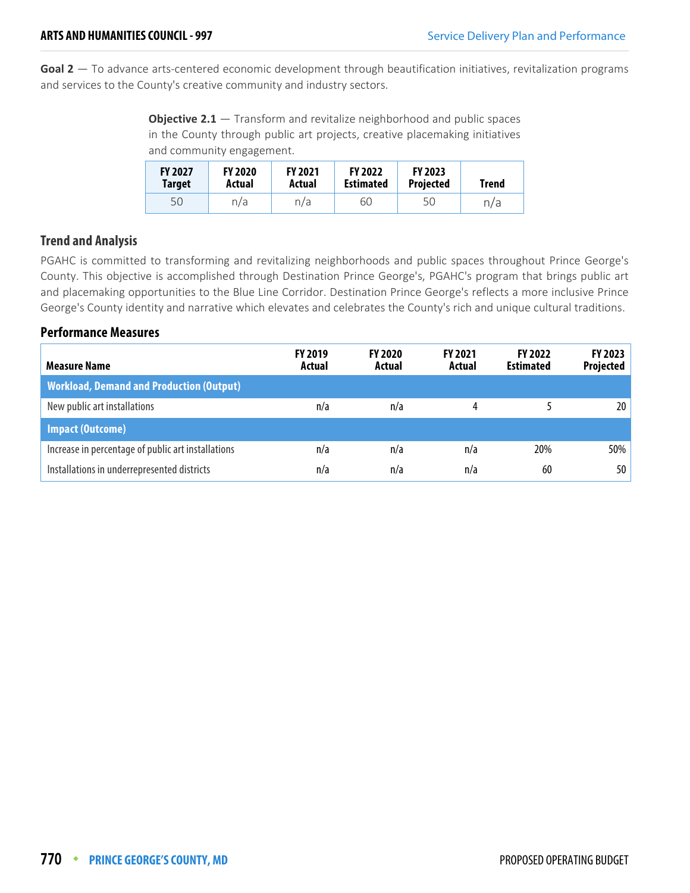**Goal 2** — To advance arts-centered economic development through beautification initiatives, revitalization programs and services to the County's creative community and industry sectors.

**Objective 2.1** — Transform and revitalize neighborhood and public spaces in the County through public art projects, creative placemaking initiatives and community engagement.

| FY 2027 Target | FY 2020 Actual | FY 2021 Actual | FY 2022 Estimated | FY 2023 Projected | Trend |
|---|---|---|---|---|---|
| 50 | n/a | n/a | 60 | 50 | n/a |

### Trend and Analysis

PGAHC is committed to transforming and revitalizing neighborhoods and public spaces throughout Prince George's County. This objective is accomplished through Destination Prince George's, PGAHC's program that brings public art and placemaking opportunities to the Blue Line Corridor. Destination Prince George's reflects a more inclusive Prince George's County identity and narrative which elevates and celebrates the County's rich and unique cultural traditions.

### Performance Measures

| Measure Name | FY 2019 Actual | FY 2020 Actual | FY 2021 Actual | FY 2022 Estimated | FY 2023 Projected |
|---|---|---|---|---|---|
| **Workload, Demand and Production (Output)** | | | | | |
| New public art installations | n/a | n/a | 4 | 5 | 20 |
| **Impact (Outcome)** | | | | | |
| Increase in percentage of public art installations | n/a | n/a | n/a | 20% | 50% |
| Installations in underrepresented districts | n/a | n/a | n/a | 60 | 50 |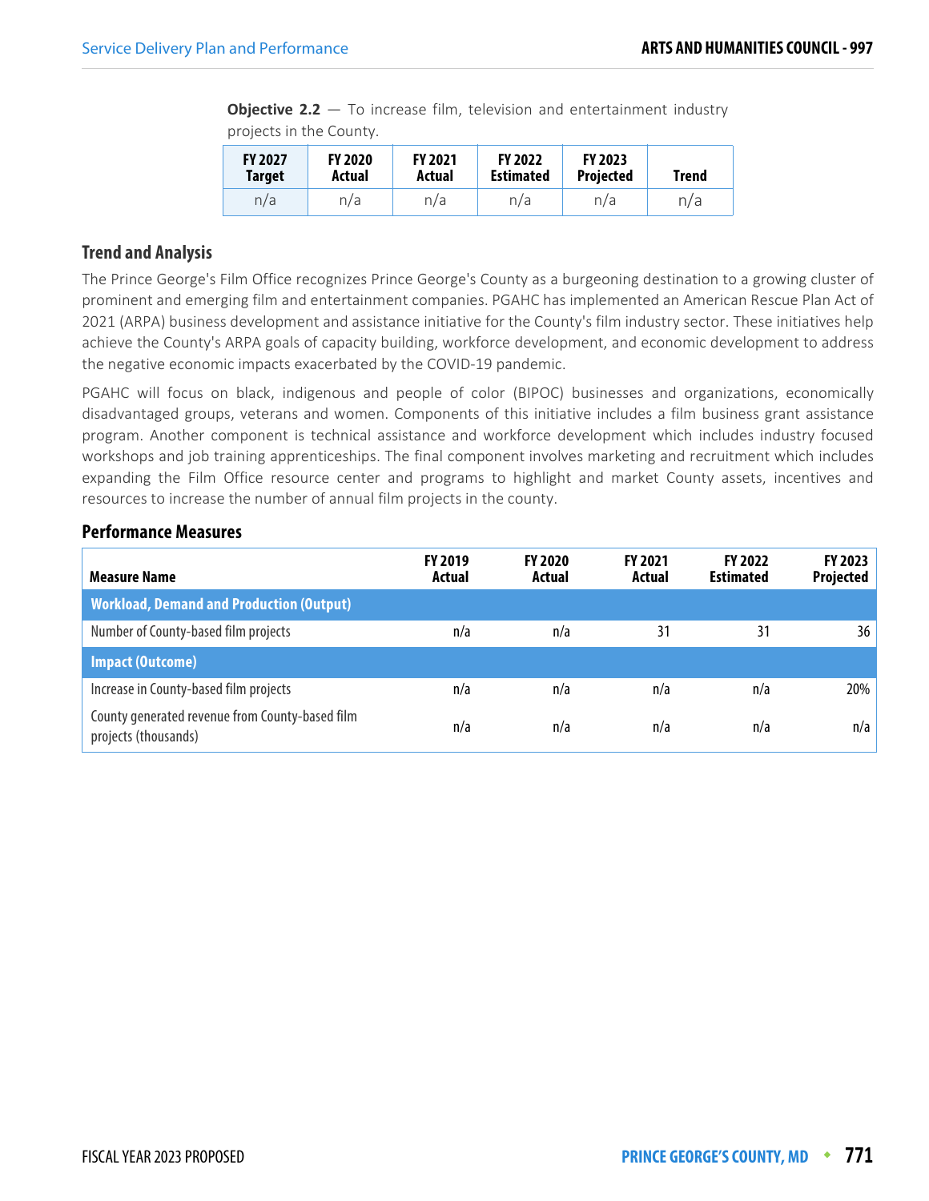**Objective 2.2** — To increase film, television and entertainment industry projects in the County.

| FY 2027 Target | FY 2020 Actual | FY 2021 Actual | FY 2022 Estimated | FY 2023 Projected | Trend |
|---|---|---|---|---|---|
| n/a | n/a | n/a | n/a | n/a | n/a |

### Trend and Analysis

The Prince George's Film Office recognizes Prince George's County as a burgeoning destination to a growing cluster of prominent and emerging film and entertainment companies. PGAHC has implemented an American Rescue Plan Act of 2021 (ARPA) business development and assistance initiative for the County's film industry sector. These initiatives help achieve the County's ARPA goals of capacity building, workforce development, and economic development to address the negative economic impacts exacerbated by the COVID-19 pandemic.

PGAHC will focus on black, indigenous and people of color (BIPOC) businesses and organizations, economically disadvantaged groups, veterans and women. Components of this initiative includes a film business grant assistance program. Another component is technical assistance and workforce development which includes industry focused workshops and job training apprenticeships. The final component involves marketing and recruitment which includes expanding the Film Office resource center and programs to highlight and market County assets, incentives and resources to increase the number of annual film projects in the county.

### Performance Measures

| Measure Name | FY 2019 Actual | FY 2020 Actual | FY 2021 Actual | FY 2022 Estimated | FY 2023 Projected |
|---|---|---|---|---|---|
| **Workload, Demand and Production (Output)** | | | | | |
| Number of County-based film projects | n/a | n/a | 31 | 31 | 36 |
| **Impact (Outcome)** | | | | | |
| Increase in County-based film projects | n/a | n/a | n/a | n/a | 20% |
| County generated revenue from County-based film projects (thousands) | n/a | n/a | n/a | n/a | n/a |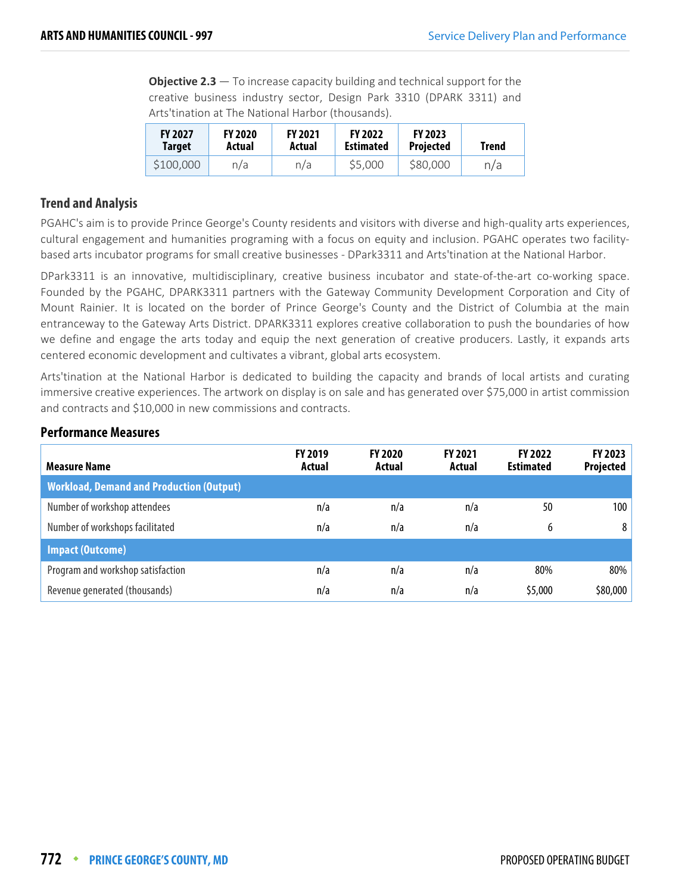**Objective 2.3** — To increase capacity building and technical support for the creative business industry sector, Design Park 3310 (DPARK 3311) and Arts'tination at The National Harbor (thousands).

| FY 2027 Target | FY 2020 Actual | FY 2021 Actual | FY 2022 Estimated | FY 2023 Projected | Trend |
|---|---|---|---|---|---|
| $100,000 | n/a | n/a | $5,000 | $80,000 | n/a |

### Trend and Analysis

PGAHC's aim is to provide Prince George's County residents and visitors with diverse and high-quality arts experiences, cultural engagement and humanities programing with a focus on equity and inclusion. PGAHC operates two facility-based arts incubator programs for small creative businesses - DPark3311 and Arts'tination at the National Harbor.

DPark3311 is an innovative, multidisciplinary, creative business incubator and state-of-the-art co-working space. Founded by the PGAHC, DPARK3311 partners with the Gateway Community Development Corporation and City of Mount Rainier. It is located on the border of Prince George's County and the District of Columbia at the main entranceway to the Gateway Arts District. DPARK3311 explores creative collaboration to push the boundaries of how we define and engage the arts today and equip the next generation of creative producers. Lastly, it expands arts centered economic development and cultivates a vibrant, global arts ecosystem.

Arts'tination at the National Harbor is dedicated to building the capacity and brands of local artists and curating immersive creative experiences. The artwork on display is on sale and has generated over $75,000 in artist commission and contracts and $10,000 in new commissions and contracts.

### Performance Measures

| Measure Name | FY 2019 Actual | FY 2020 Actual | FY 2021 Actual | FY 2022 Estimated | FY 2023 Projected |
|---|---|---|---|---|---|
| **Workload, Demand and Production (Output)** | | | | | |
| Number of workshop attendees | n/a | n/a | n/a | 50 | 100 |
| Number of workshops facilitated | n/a | n/a | n/a | 6 | 8 |
| **Impact (Outcome)** | | | | | |
| Program and workshop satisfaction | n/a | n/a | n/a | 80% | 80% |
| Revenue generated (thousands) | n/a | n/a | n/a | $5,000 | $80,000 |